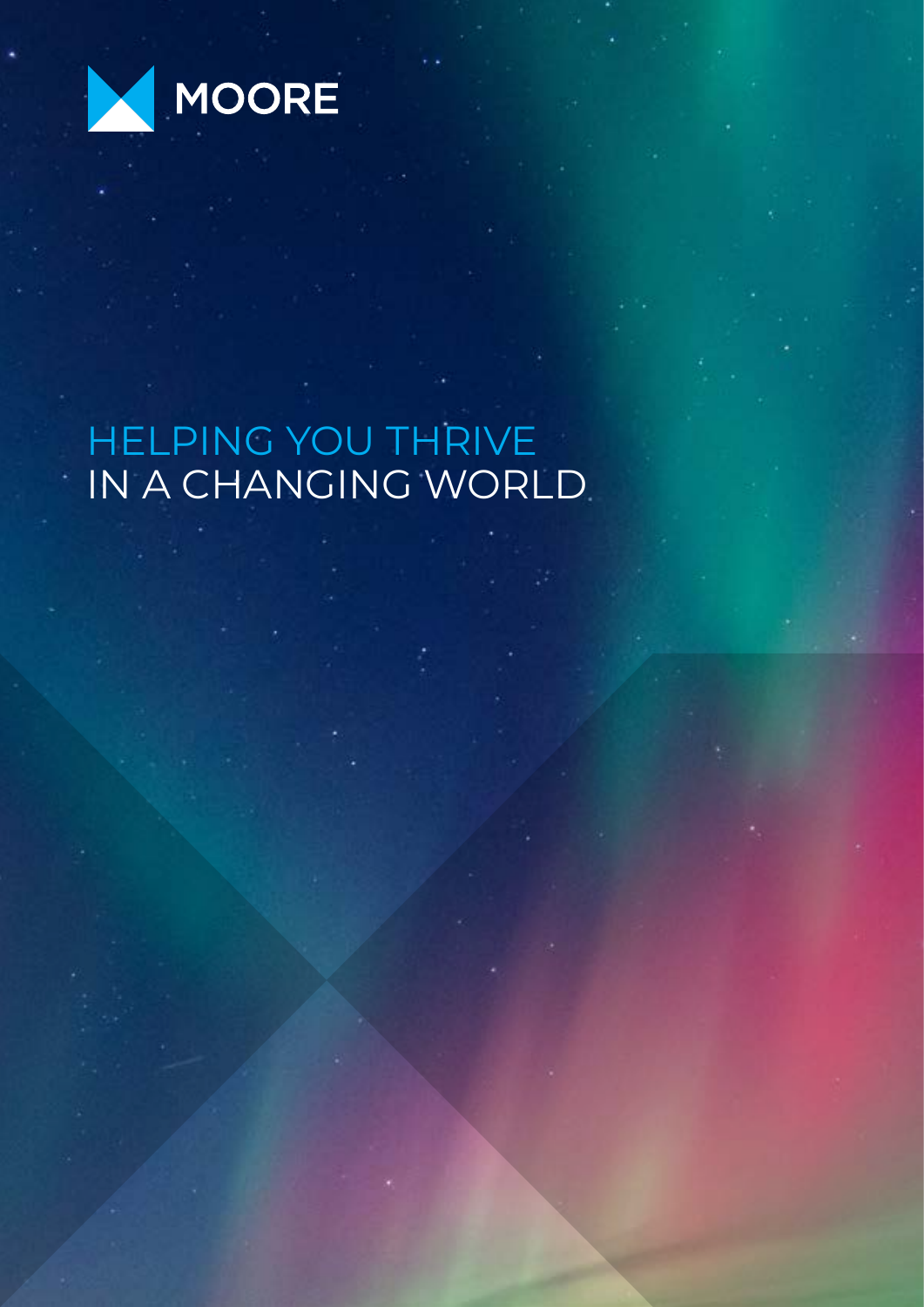MOORE

# HELPING YOU THRIVE IN A CHANGING WORLD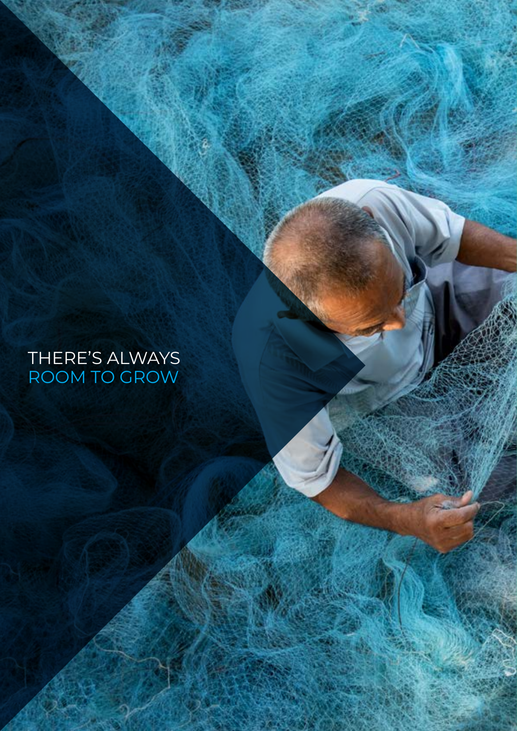THERE'S ALWAYS
ROOM TO GROW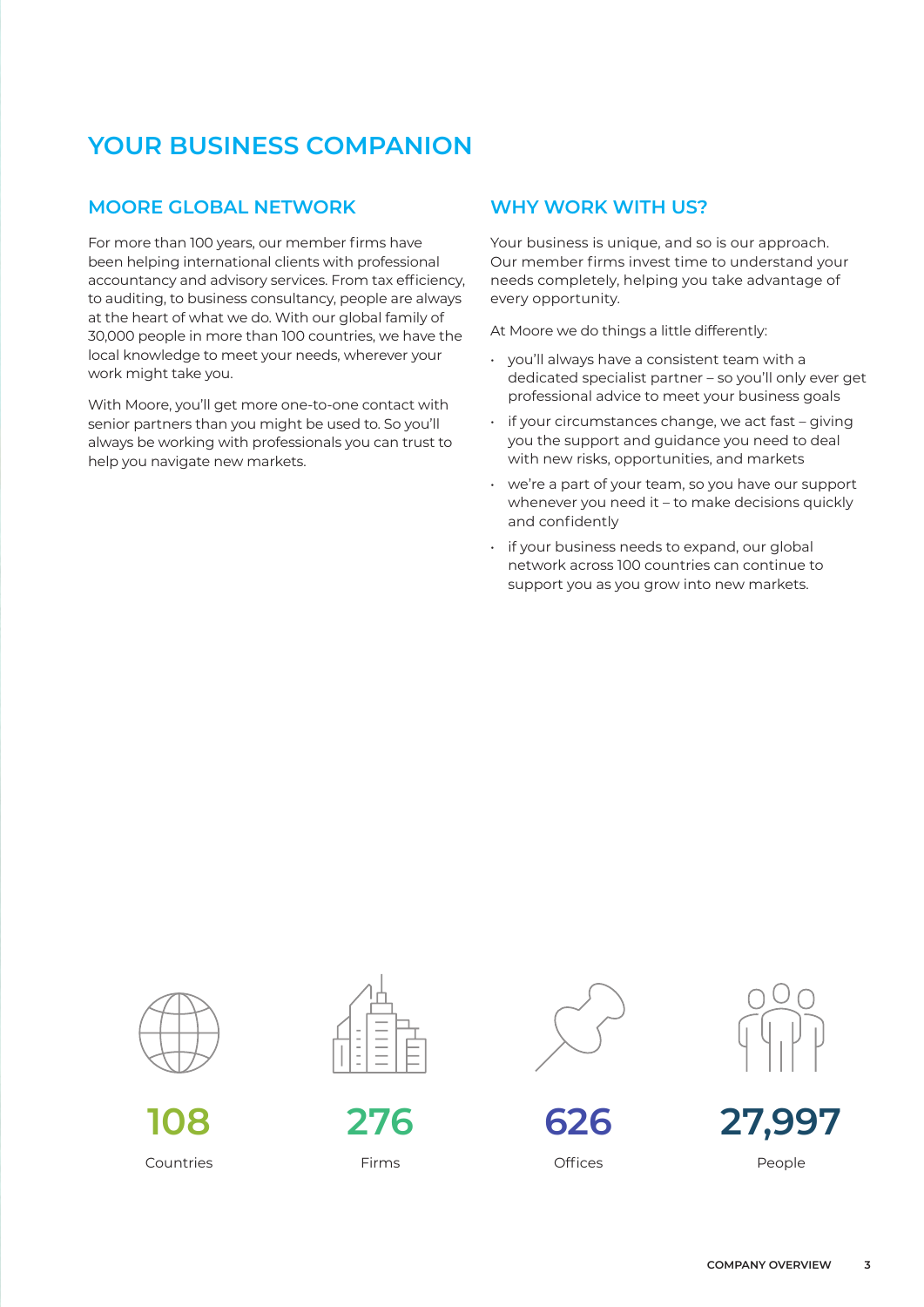# YOUR BUSINESS COMPANION

## MOORE GLOBAL NETWORK

For more than 100 years, our member firms have been helping international clients with professional accountancy and advisory services. From tax efficiency, to auditing, to business consultancy, people are always at the heart of what we do. With our global family of 30,000 people in more than 100 countries, we have the local knowledge to meet your needs, wherever your work might take you.

With Moore, you'll get more one-to-one contact with senior partners than you might be used to. So you'll always be working with professionals you can trust to help you navigate new markets.

## WHY WORK WITH US?

Your business is unique, and so is our approach. Our member firms invest time to understand your needs completely, helping you take advantage of every opportunity.

At Moore we do things a little differently:

- you'll always have a consistent team with a dedicated specialist partner – so you'll only ever get professional advice to meet your business goals
- if your circumstances change, we act fast – giving you the support and guidance you need to deal with new risks, opportunities, and markets
- we're a part of your team, so you have our support whenever you need it – to make decisions quickly and confidently
- if your business needs to expand, our global network across 100 countries can continue to support you as you grow into new markets.

**108**
Countries

**276**
Firms

**626**
Offices

**27,997**
People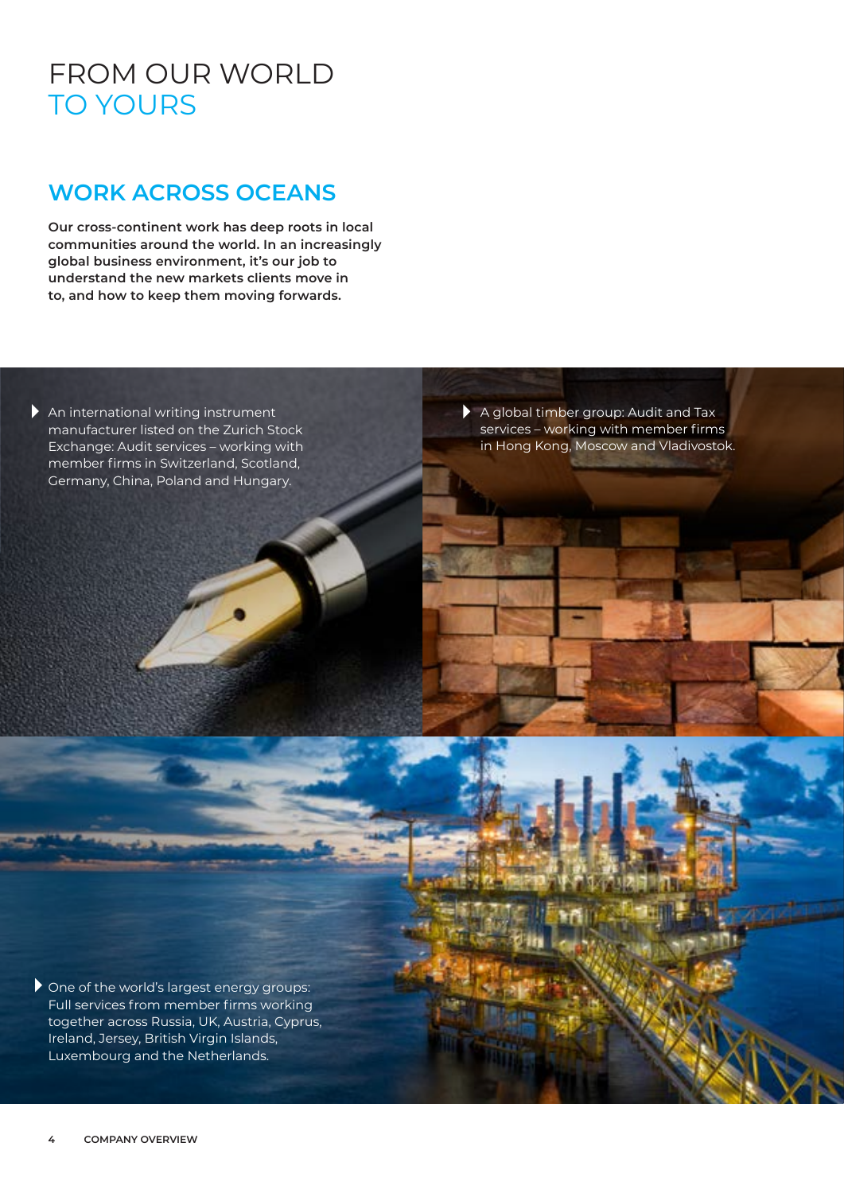# FROM OUR WORLD TO YOURS

## WORK ACROSS OCEANS

**Our cross-continent work has deep roots in local communities around the world. In an increasingly global business environment, it's our job to understand the new markets clients move in to, and how to keep them moving forwards.**

- An international writing instrument manufacturer listed on the Zurich Stock Exchange: Audit services – working with member firms in Switzerland, Scotland, Germany, China, Poland and Hungary.

- A global timber group: Audit and Tax services – working with member firms in Hong Kong, Moscow and Vladivostok.

- One of the world's largest energy groups: Full services from member firms working together across Russia, UK, Austria, Cyprus, Ireland, Jersey, British Virgin Islands, Luxembourg and the Netherlands.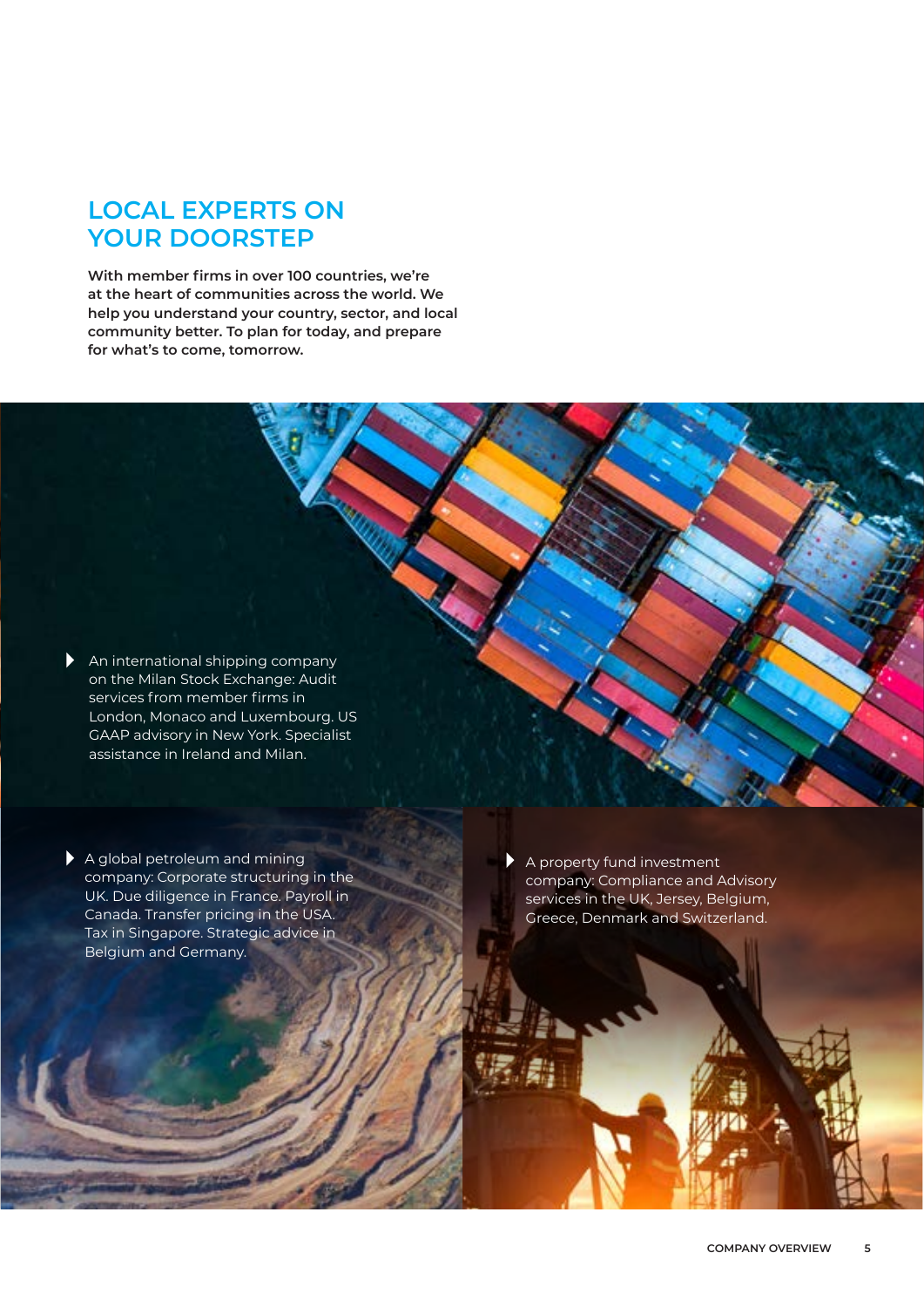# LOCAL EXPERTS ON YOUR DOORSTEP

**With member firms in over 100 countries, we're at the heart of communities across the world. We help you understand your country, sector, and local community better. To plan for today, and prepare for what's to come, tomorrow.**

- An international shipping company on the Milan Stock Exchange: Audit services from member firms in London, Monaco and Luxembourg. US GAAP advisory in New York. Specialist assistance in Ireland and Milan.

- A global petroleum and mining company: Corporate structuring in the UK. Due diligence in France. Payroll in Canada. Transfer pricing in the USA. Tax in Singapore. Strategic advice in Belgium and Germany.

- A property fund investment company: Compliance and Advisory services in the UK, Jersey, Belgium, Greece, Denmark and Switzerland.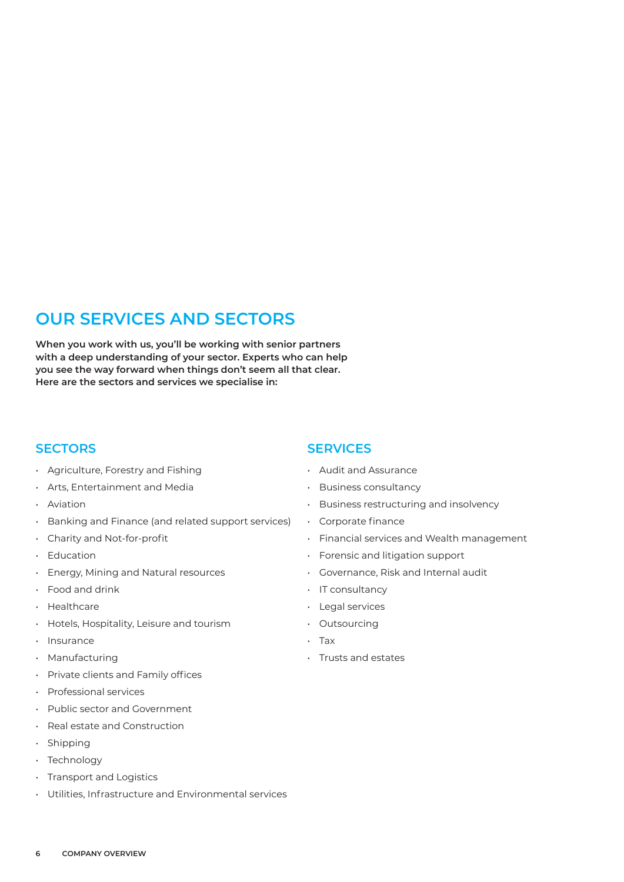# OUR SERVICES AND SECTORS

**When you work with us, you'll be working with senior partners with a deep understanding of your sector. Experts who can help you see the way forward when things don't seem all that clear. Here are the sectors and services we specialise in:**

## SECTORS

- Agriculture, Forestry and Fishing
- Arts, Entertainment and Media
- Aviation
- Banking and Finance (and related support services)
- Charity and Not-for-profit
- Education
- Energy, Mining and Natural resources
- Food and drink
- Healthcare
- Hotels, Hospitality, Leisure and tourism
- Insurance
- Manufacturing
- Private clients and Family offices
- Professional services
- Public sector and Government
- Real estate and Construction
- Shipping
- Technology
- Transport and Logistics
- Utilities, Infrastructure and Environmental services

## SERVICES

- Audit and Assurance
- Business consultancy
- Business restructuring and insolvency
- Corporate finance
- Financial services and Wealth management
- Forensic and litigation support
- Governance, Risk and Internal audit
- IT consultancy
- Legal services
- Outsourcing
- Tax
- Trusts and estates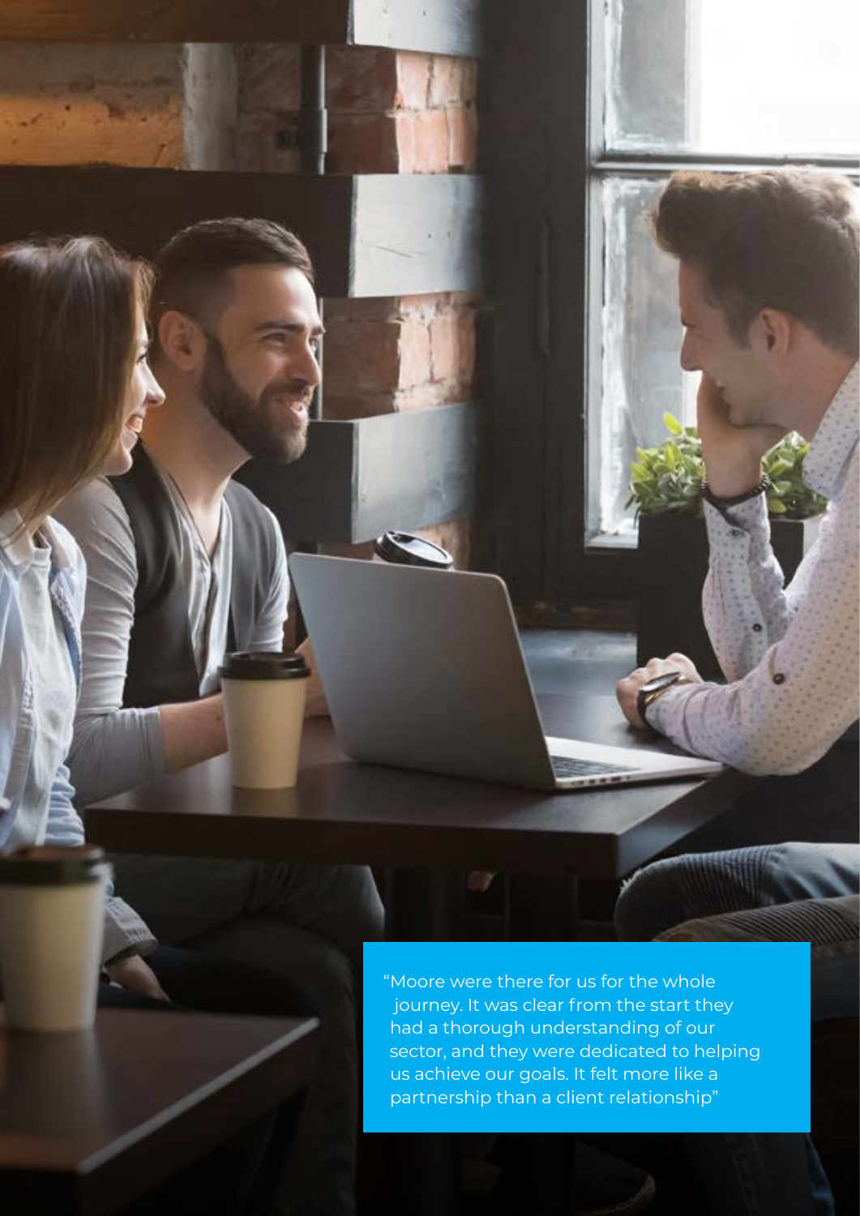"Moore were there for us for the whole journey. It was clear from the start they had a thorough understanding of our sector, and they were dedicated to helping us achieve our goals. It felt more like a partnership than a client relationship"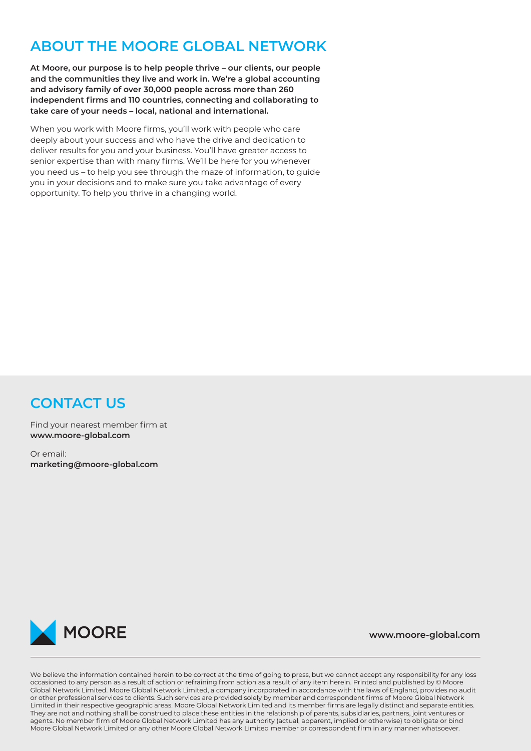## ABOUT THE MOORE GLOBAL NETWORK

**At Moore, our purpose is to help people thrive – our clients, our people and the communities they live and work in. We're a global accounting and advisory family of over 30,000 people across more than 260 independent firms and 110 countries, connecting and collaborating to take care of your needs – local, national and international.**

When you work with Moore firms, you'll work with people who care deeply about your success and who have the drive and dedication to deliver results for you and your business. You'll have greater access to senior expertise than with many firms. We'll be here for you whenever you need us – to help you see through the maze of information, to guide you in your decisions and to make sure you take advantage of every opportunity. To help you thrive in a changing world.

## CONTACT US

Find your nearest member firm at
**www.moore-global.com**

Or email:
**marketing@moore-global.com**

MOORE

**www.moore-global.com**

We believe the information contained herein to be correct at the time of going to press, but we cannot accept any responsibility for any loss occasioned to any person as a result of action or refraining from action as a result of any item herein. Printed and published by © Moore Global Network Limited. Moore Global Network Limited, a company incorporated in accordance with the laws of England, provides no audit or other professional services to clients. Such services are provided solely by member and correspondent firms of Moore Global Network Limited in their respective geographic areas. Moore Global Network Limited and its member firms are legally distinct and separate entities. They are not and nothing shall be construed to place these entities in the relationship of parents, subsidiaries, partners, joint ventures or agents. No member firm of Moore Global Network Limited has any authority (actual, apparent, implied or otherwise) to obligate or bind Moore Global Network Limited or any other Moore Global Network Limited member or correspondent firm in any manner whatsoever.